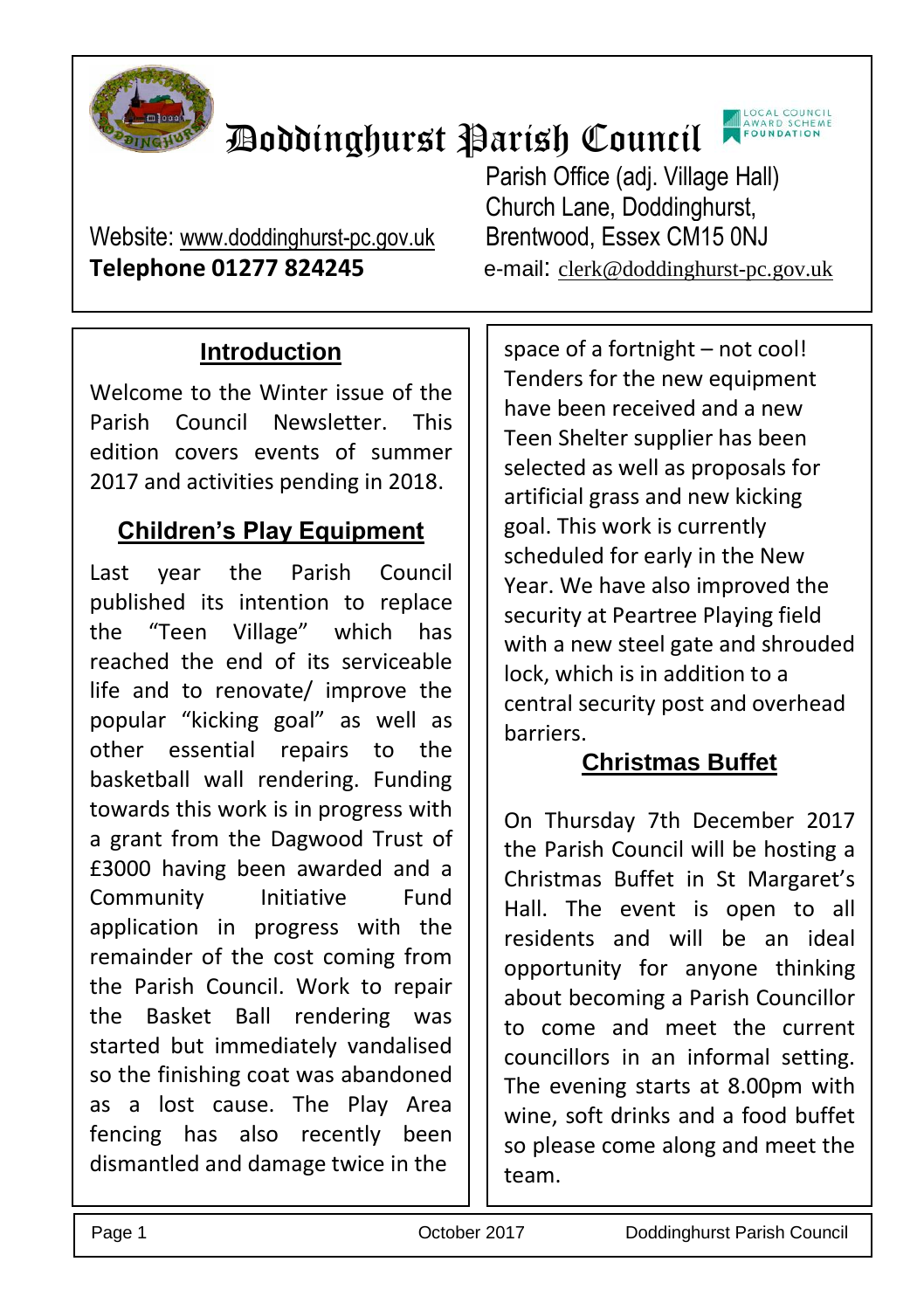# Doddinghurst Parish Council

Parish Office (adj. Village Hall)
Church Lane, Doddinghurst,
Brentwood, Essex CM15 0NJ

Website: www.doddinghurst-pc.gov.uk
**Telephone 01277 824245**
e-mail: clerk@doddinghurst-pc.gov.uk

## Introduction

Welcome to the Winter issue of the Parish Council Newsletter. This edition covers events of summer 2017 and activities pending in 2018.

## Children's Play Equipment

Last year the Parish Council published its intention to replace the "Teen Village" which has reached the end of its serviceable life and to renovate/ improve the popular "kicking goal" as well as other essential repairs to the basketball wall rendering. Funding towards this work is in progress with a grant from the Dagwood Trust of £3000 having been awarded and a Community Initiative Fund application in progress with the remainder of the cost coming from the Parish Council. Work to repair the Basket Ball rendering was started but immediately vandalised so the finishing coat was abandoned as a lost cause. The Play Area fencing has also recently been dismantled and damage twice in the space of a fortnight – not cool! Tenders for the new equipment have been received and a new Teen Shelter supplier has been selected as well as proposals for artificial grass and new kicking goal. This work is currently scheduled for early in the New Year. We have also improved the security at Peartree Playing field with a new steel gate and shrouded lock, which is in addition to a central security post and overhead barriers.

## Christmas Buffet

On Thursday 7th December 2017 the Parish Council will be hosting a Christmas Buffet in St Margaret's Hall. The event is open to all residents and will be an ideal opportunity for anyone thinking about becoming a Parish Councillor to come and meet the current councillors in an informal setting. The evening starts at 8.00pm with wine, soft drinks and a food buffet so please come along and meet the team.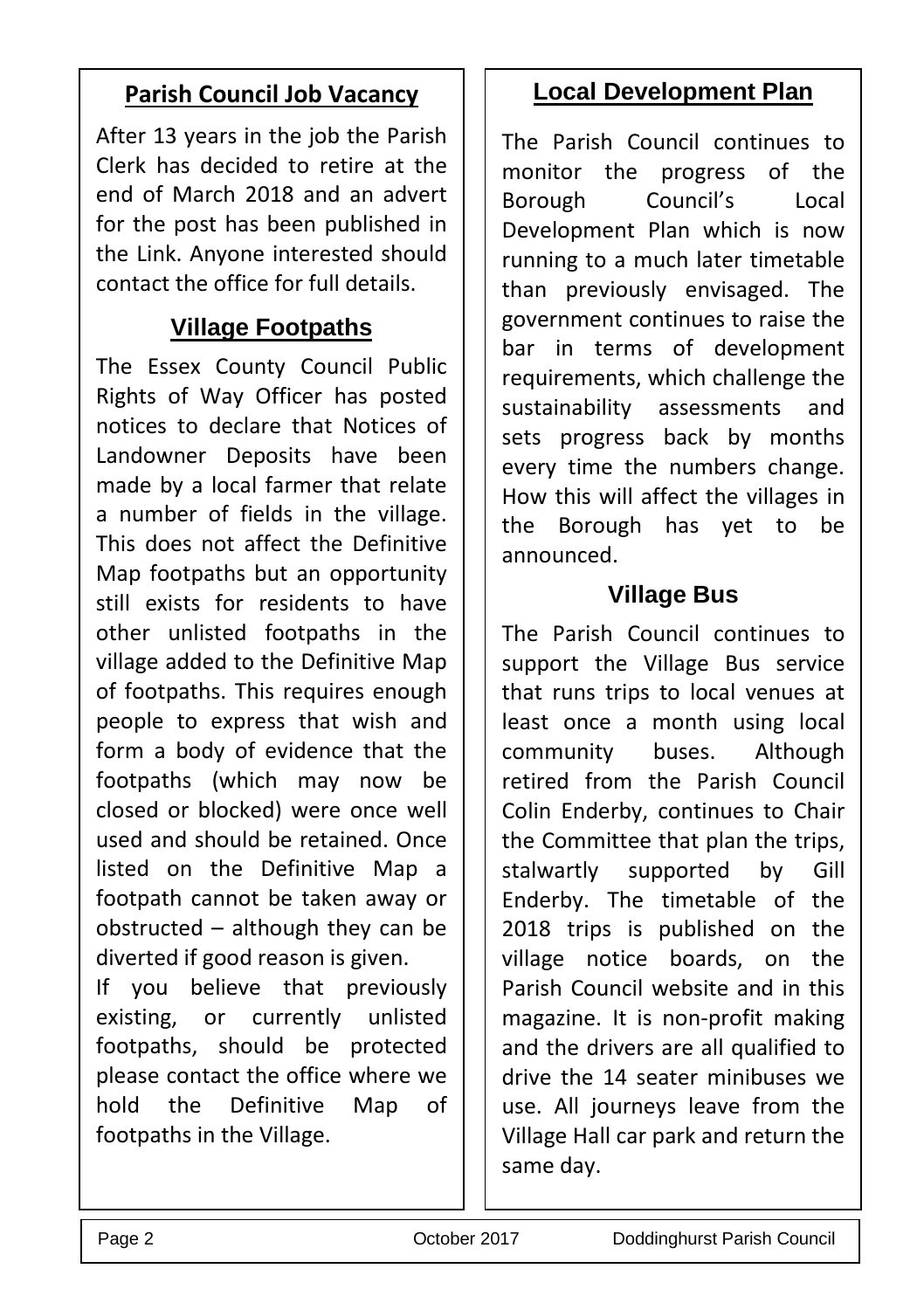## Parish Council Job Vacancy

After 13 years in the job the Parish Clerk has decided to retire at the end of March 2018 and an advert for the post has been published in the Link. Anyone interested should contact the office for full details.

## Village Footpaths

The Essex County Council Public Rights of Way Officer has posted notices to declare that Notices of Landowner Deposits have been made by a local farmer that relate a number of fields in the village. This does not affect the Definitive Map footpaths but an opportunity still exists for residents to have other unlisted footpaths in the village added to the Definitive Map of footpaths. This requires enough people to express that wish and form a body of evidence that the footpaths (which may now be closed or blocked) were once well used and should be retained. Once listed on the Definitive Map a footpath cannot be taken away or obstructed – although they can be diverted if good reason is given.

If you believe that previously existing, or currently unlisted footpaths, should be protected please contact the office where we hold the Definitive Map of footpaths in the Village.

## Local Development Plan

The Parish Council continues to monitor the progress of the Borough Council's Local Development Plan which is now running to a much later timetable than previously envisaged. The government continues to raise the bar in terms of development requirements, which challenge the sustainability assessments and sets progress back by months every time the numbers change. How this will affect the villages in the Borough has yet to be announced.

## Village Bus

The Parish Council continues to support the Village Bus service that runs trips to local venues at least once a month using local community buses. Although retired from the Parish Council Colin Enderby, continues to Chair the Committee that plan the trips, stalwartly supported by Gill Enderby. The timetable of the 2018 trips is published on the village notice boards, on the Parish Council website and in this magazine. It is non-profit making and the drivers are all qualified to drive the 14 seater minibuses we use. All journeys leave from the Village Hall car park and return the same day.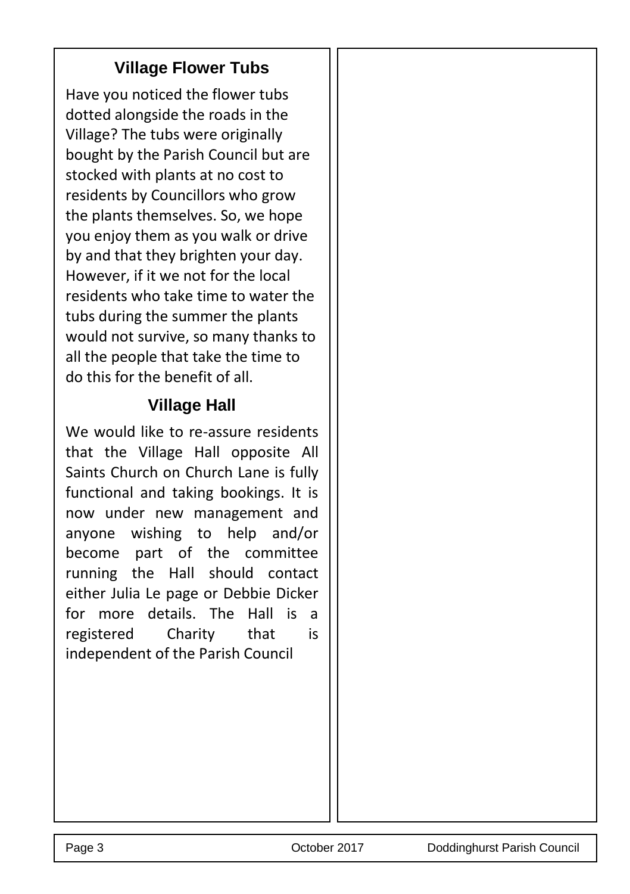## Village Flower Tubs

Have you noticed the flower tubs dotted alongside the roads in the Village? The tubs were originally bought by the Parish Council but are stocked with plants at no cost to residents by Councillors who grow the plants themselves. So, we hope you enjoy them as you walk or drive by and that they brighten your day. However, if it we not for the local residents who take time to water the tubs during the summer the plants would not survive, so many thanks to all the people that take the time to do this for the benefit of all.

## Village Hall

We would like to re-assure residents that the Village Hall opposite All Saints Church on Church Lane is fully functional and taking bookings. It is now under new management and anyone wishing to help and/or become part of the committee running the Hall should contact either Julia Le page or Debbie Dicker for more details. The Hall is a registered Charity that is independent of the Parish Council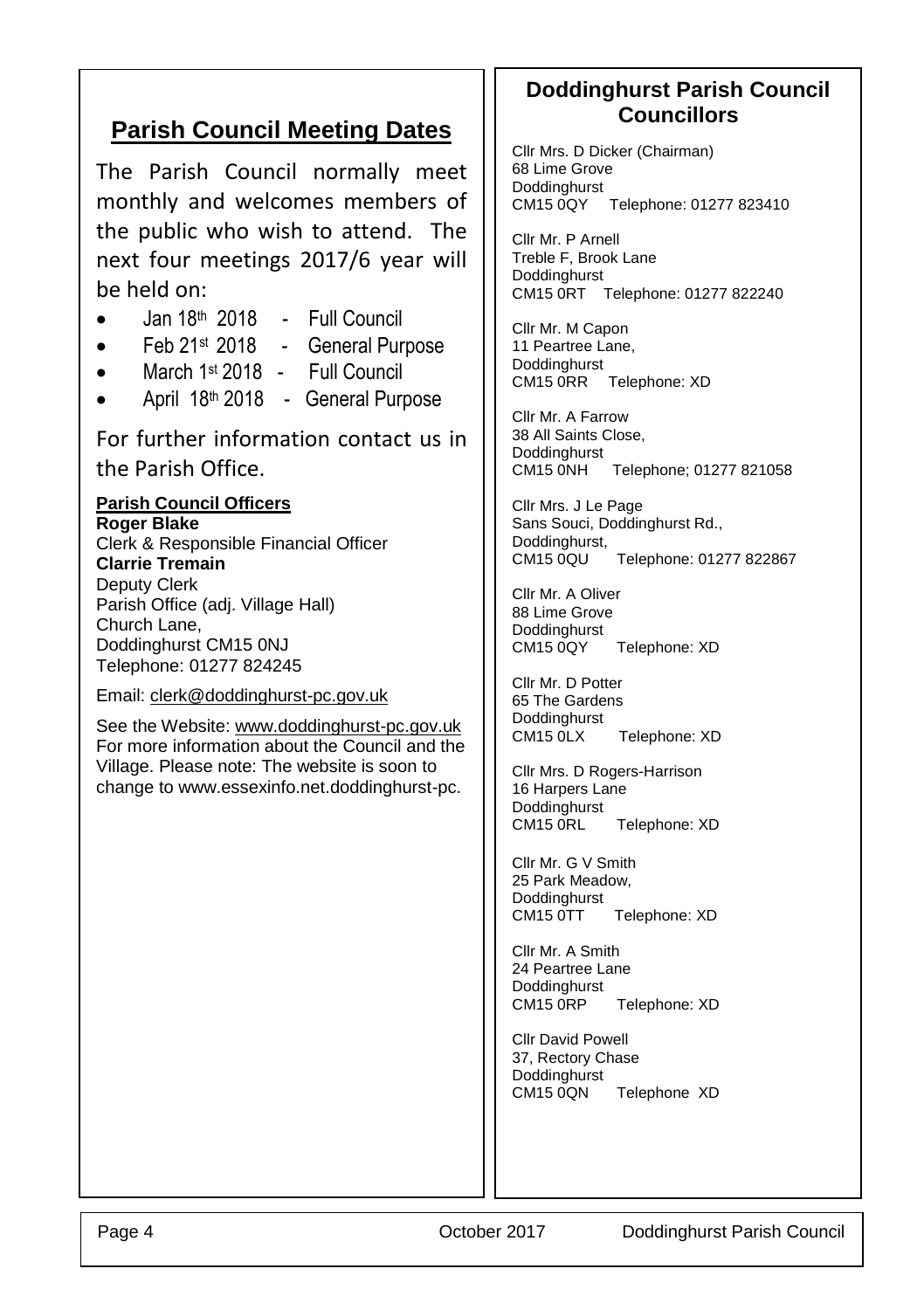## Parish Council Meeting Dates

The Parish Council normally meet monthly and welcomes members of the public who wish to attend. The next four meetings 2017/6 year will be held on:

- Jan 18th 2018 - Full Council
- Feb 21st 2018 - General Purpose
- March 1st 2018 - Full Council
- April 18th 2018 - General Purpose

For further information contact us in the Parish Office.

**Parish Council Officers**
**Roger Blake**
Clerk & Responsible Financial Officer
**Clarrie Tremain**
Deputy Clerk
Parish Office (adj. Village Hall)
Church Lane,
Doddinghurst CM15 0NJ
Telephone: 01277 824245

Email: clerk@doddinghurst-pc.gov.uk

See the Website: www.doddinghurst-pc.gov.uk
For more information about the Council and the Village. Please note: The website is soon to change to www.essexinfo.net.doddinghurst-pc.

## Doddinghurst Parish Council Councillors

Cllr Mrs. D Dicker (Chairman)
68 Lime Grove
Doddinghurst
CM15 0QY Telephone: 01277 823410

Cllr Mr. P Arnell
Treble F, Brook Lane
Doddinghurst
CM15 0RT Telephone: 01277 822240

Cllr Mr. M Capon
11 Peartree Lane,
Doddinghurst
CM15 0RR Telephone: XD

Cllr Mr. A Farrow
38 All Saints Close,
Doddinghurst
CM15 0NH Telephone; 01277 821058

Cllr Mrs. J Le Page
Sans Souci, Doddinghurst Rd.,
Doddinghurst,
CM15 0QU Telephone: 01277 822867

Cllr Mr. A Oliver
88 Lime Grove
Doddinghurst
CM15 0QY Telephone: XD

Cllr Mr. D Potter
65 The Gardens
Doddinghurst
CM15 0LX Telephone: XD

Cllr Mrs. D Rogers-Harrison
16 Harpers Lane
Doddinghurst
CM15 0RL Telephone: XD

Cllr Mr. G V Smith
25 Park Meadow,
Doddinghurst
CM15 0TT Telephone: XD

Cllr Mr. A Smith
24 Peartree Lane
Doddinghurst
CM15 0RP Telephone: XD

Cllr David Powell
37, Rectory Chase
Doddinghurst
CM15 0QN Telephone XD